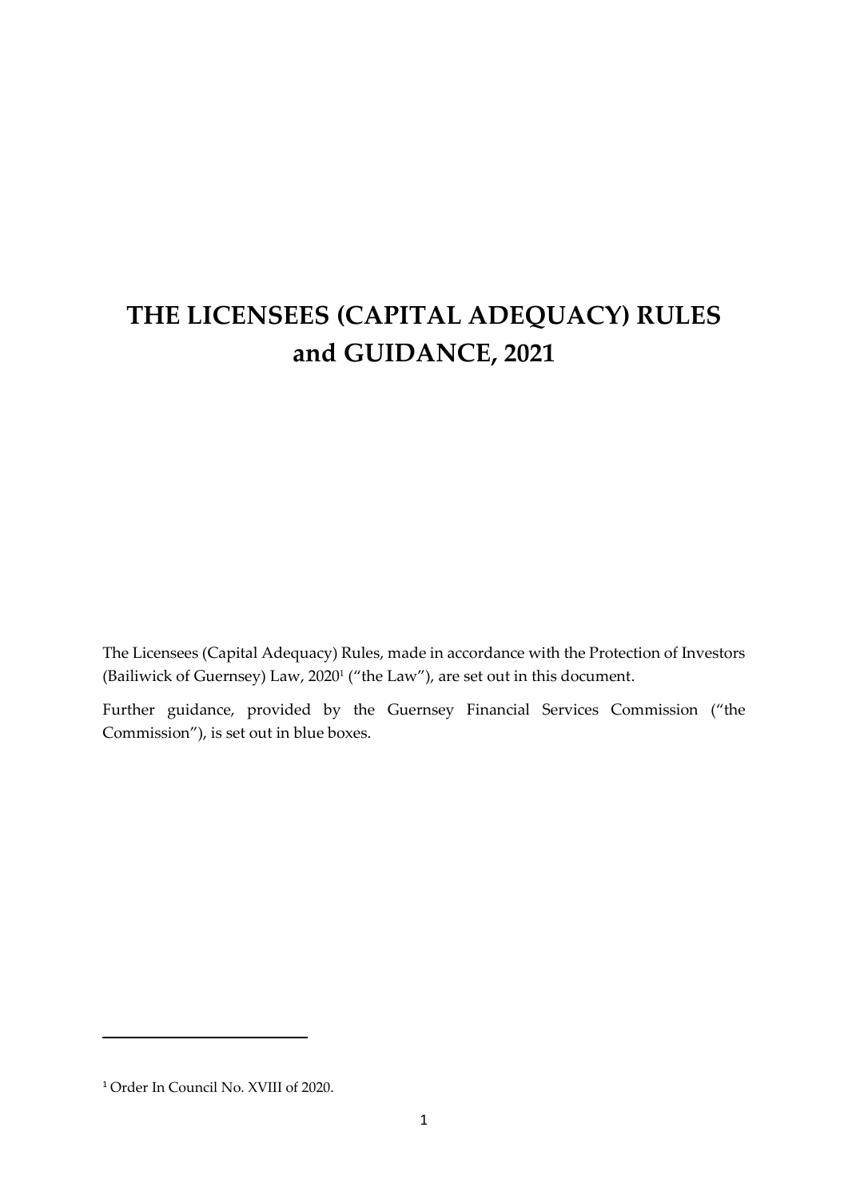# THE LICENSEES (CAPITAL ADEQUACY) RULES and GUIDANCE, 2021

The Licensees (Capital Adequacy) Rules, made in accordance with the Protection of Investors (Bailiwick of Guernsey) Law, 2020[1] ("the Law"), are set out in this document.

Further guidance, provided by the Guernsey Financial Services Commission ("the Commission"), is set out in blue boxes.

[1] Order In Council No. XVIII of 2020.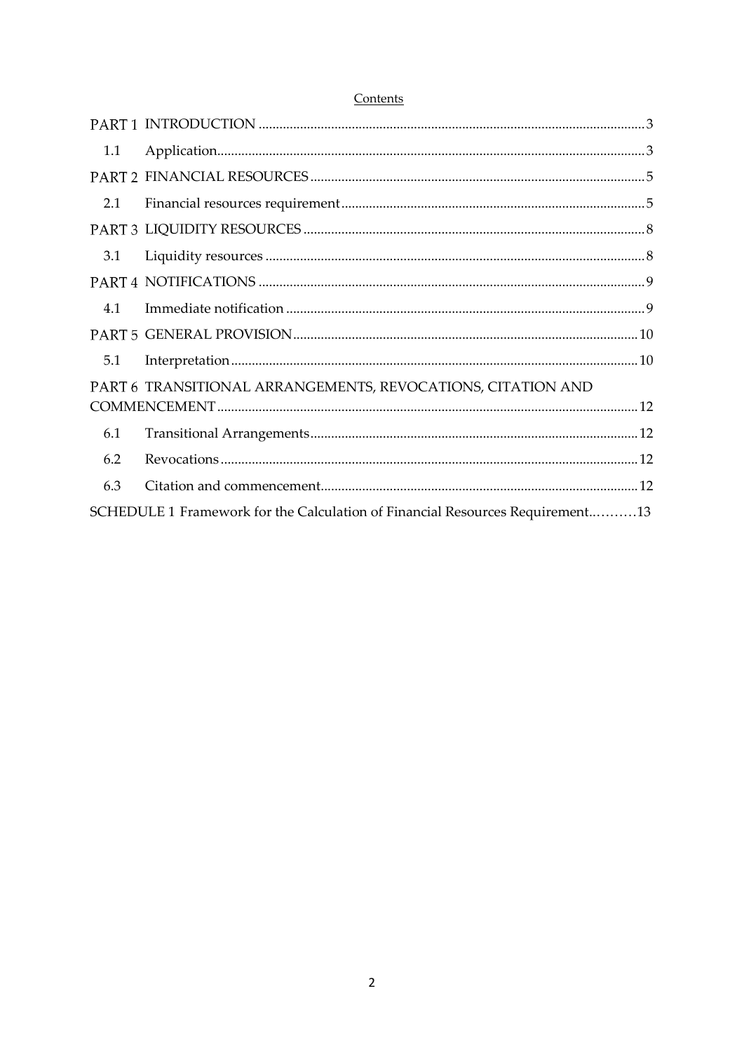Contents

| | | |
|---|---|---|
| PART 1 | INTRODUCTION | 3 |
| 1.1 | Application | 3 |
| PART 2 | FINANCIAL RESOURCES | 5 |
| 2.1 | Financial resources requirement | 5 |
| PART 3 | LIQUIDITY RESOURCES | 8 |
| 3.1 | Liquidity resources | 8 |
| PART 4 | NOTIFICATIONS | 9 |
| 4.1 | Immediate notification | 9 |
| PART 5 | GENERAL PROVISION | 10 |
| 5.1 | Interpretation | 10 |
| PART 6 | TRANSITIONAL ARRANGEMENTS, REVOCATIONS, CITATION AND COMMENCEMENT | 12 |
| 6.1 | Transitional Arrangements | 12 |
| 6.2 | Revocations | 12 |
| 6.3 | Citation and commencement | 12 |
| SCHEDULE 1 | Framework for the Calculation of Financial Resources Requirement | 13 |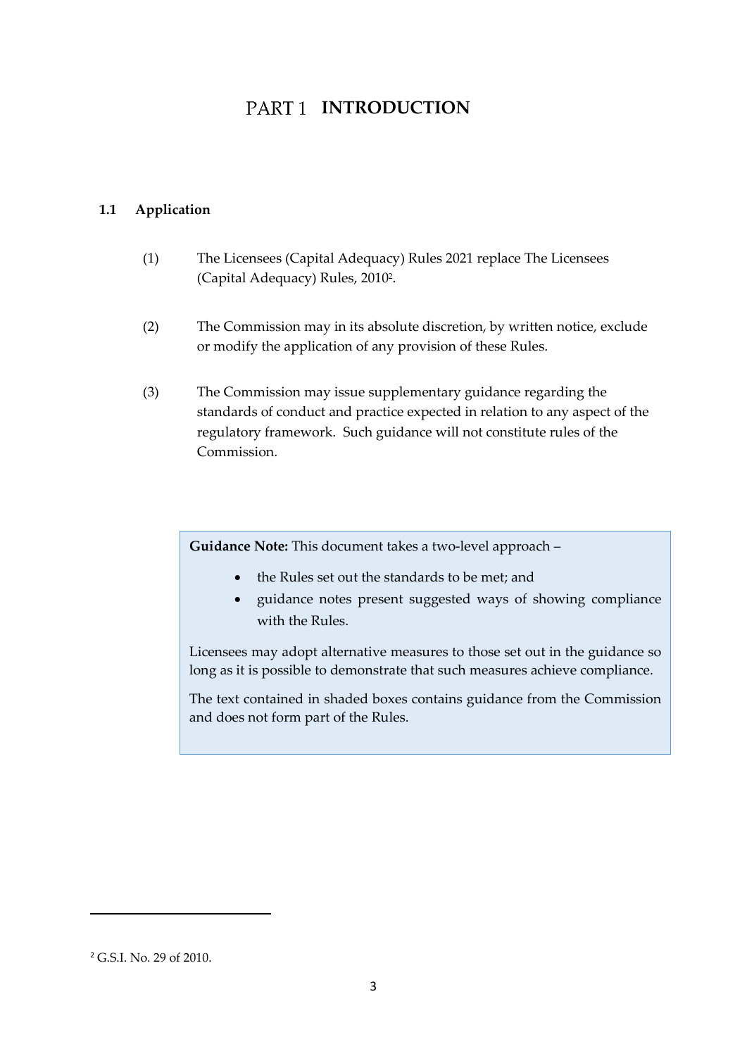# PART 1 INTRODUCTION

## 1.1 Application

(1) The Licensees (Capital Adequacy) Rules 2021 replace The Licensees (Capital Adequacy) Rules, 2010[2].

(2) The Commission may in its absolute discretion, by written notice, exclude or modify the application of any provision of these Rules.

(3) The Commission may issue supplementary guidance regarding the standards of conduct and practice expected in relation to any aspect of the regulatory framework. Such guidance will not constitute rules of the Commission.

> **Guidance Note:** This document takes a two-level approach –
>
> - the Rules set out the standards to be met; and
> - guidance notes present suggested ways of showing compliance with the Rules.
>
> Licensees may adopt alternative measures to those set out in the guidance so long as it is possible to demonstrate that such measures achieve compliance.
>
> The text contained in shaded boxes contains guidance from the Commission and does not form part of the Rules.

---

[2] G.S.I. No. 29 of 2010.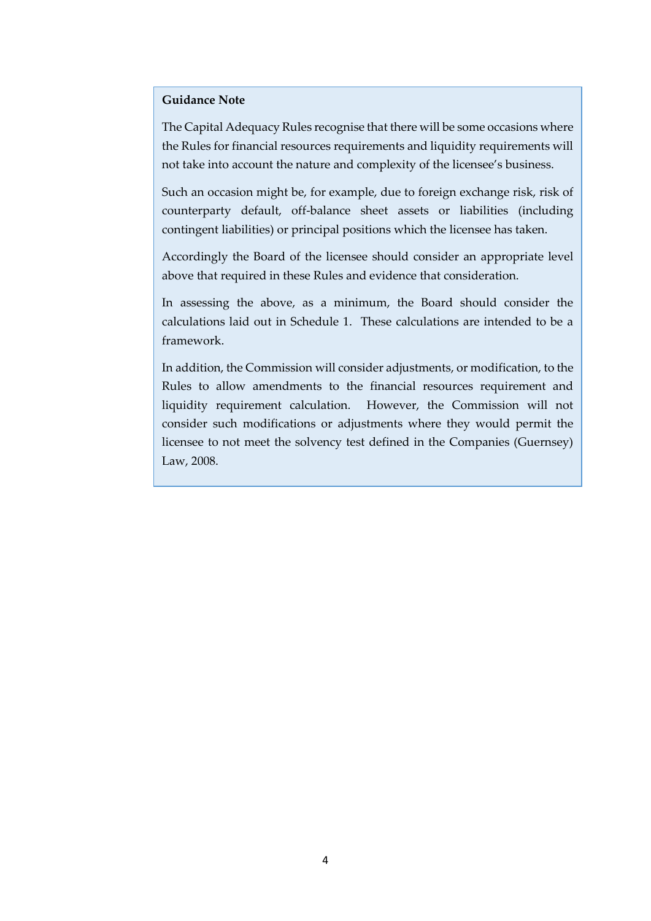**Guidance Note**

The Capital Adequacy Rules recognise that there will be some occasions where the Rules for financial resources requirements and liquidity requirements will not take into account the nature and complexity of the licensee's business.

Such an occasion might be, for example, due to foreign exchange risk, risk of counterparty default, off-balance sheet assets or liabilities (including contingent liabilities) or principal positions which the licensee has taken.

Accordingly the Board of the licensee should consider an appropriate level above that required in these Rules and evidence that consideration.

In assessing the above, as a minimum, the Board should consider the calculations laid out in Schedule 1. These calculations are intended to be a framework.

In addition, the Commission will consider adjustments, or modification, to the Rules to allow amendments to the financial resources requirement and liquidity requirement calculation. However, the Commission will not consider such modifications or adjustments where they would permit the licensee to not meet the solvency test defined in the Companies (Guernsey) Law, 2008.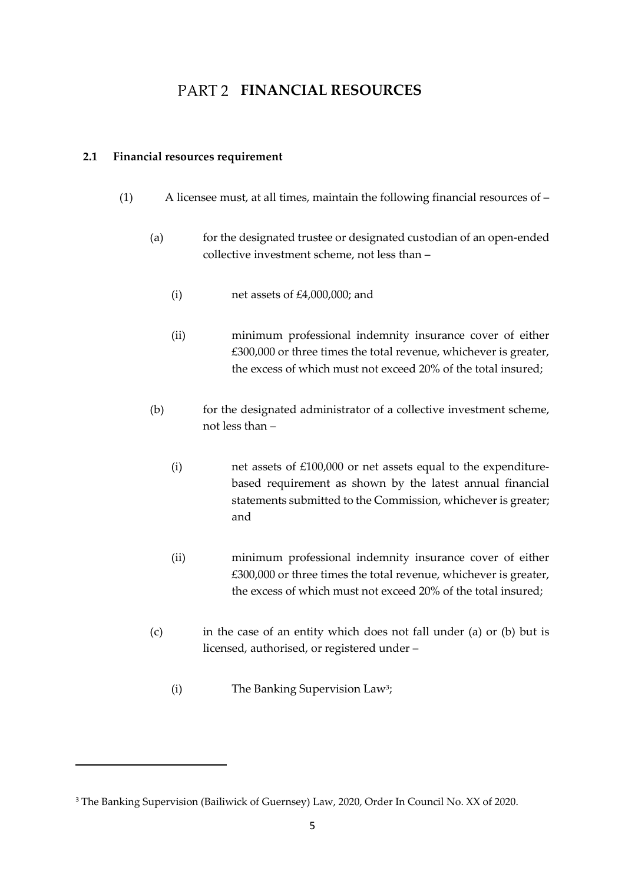# PART 2 FINANCIAL RESOURCES

**2.1 Financial resources requirement**

(1) A licensee must, at all times, maintain the following financial resources of –

(a) for the designated trustee or designated custodian of an open-ended collective investment scheme, not less than –

(i) net assets of £4,000,000; and

(ii) minimum professional indemnity insurance cover of either £300,000 or three times the total revenue, whichever is greater, the excess of which must not exceed 20% of the total insured;

(b) for the designated administrator of a collective investment scheme, not less than –

(i) net assets of £100,000 or net assets equal to the expenditure-based requirement as shown by the latest annual financial statements submitted to the Commission, whichever is greater; and

(ii) minimum professional indemnity insurance cover of either £300,000 or three times the total revenue, whichever is greater, the excess of which must not exceed 20% of the total insured;

(c) in the case of an entity which does not fall under (a) or (b) but is licensed, authorised, or registered under –

(i) The Banking Supervision Law[3];

---

[3] The Banking Supervision (Bailiwick of Guernsey) Law, 2020, Order In Council No. XX of 2020.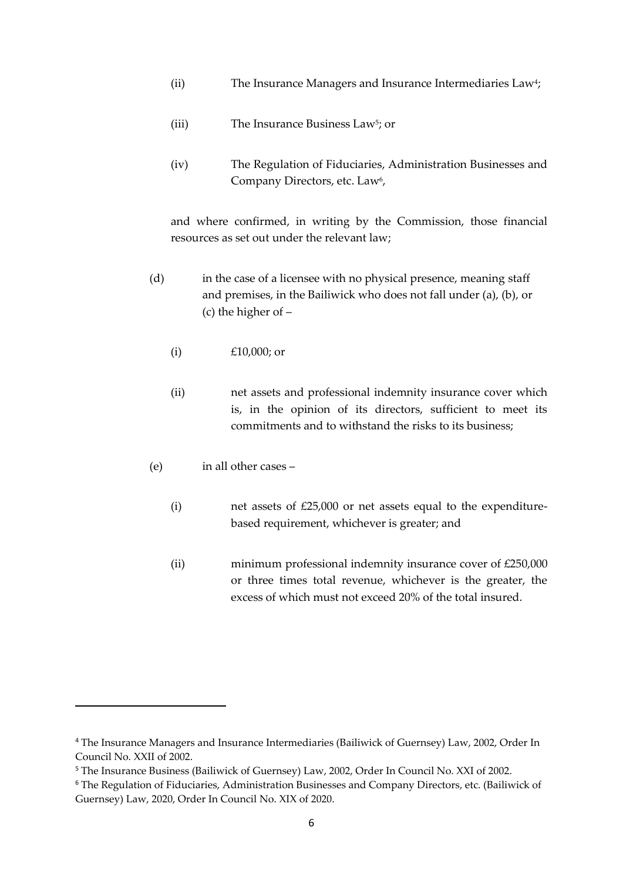(ii) The Insurance Managers and Insurance Intermediaries Law[4];

(iii) The Insurance Business Law[5]; or

(iv) The Regulation of Fiduciaries, Administration Businesses and Company Directors, etc. Law[6],

and where confirmed, in writing by the Commission, those financial resources as set out under the relevant law;

(d) in the case of a licensee with no physical presence, meaning staff and premises, in the Bailiwick who does not fall under (a), (b), or (c) the higher of –

(i) £10,000; or

(ii) net assets and professional indemnity insurance cover which is, in the opinion of its directors, sufficient to meet its commitments and to withstand the risks to its business;

(e) in all other cases –

(i) net assets of £25,000 or net assets equal to the expenditure-based requirement, whichever is greater; and

(ii) minimum professional indemnity insurance cover of £250,000 or three times total revenue, whichever is the greater, the excess of which must not exceed 20% of the total insured.

---

[4] The Insurance Managers and Insurance Intermediaries (Bailiwick of Guernsey) Law, 2002, Order In Council No. XXII of 2002.

[5] The Insurance Business (Bailiwick of Guernsey) Law, 2002, Order In Council No. XXI of 2002.

[6] The Regulation of Fiduciaries, Administration Businesses and Company Directors, etc. (Bailiwick of Guernsey) Law, 2020, Order In Council No. XIX of 2020.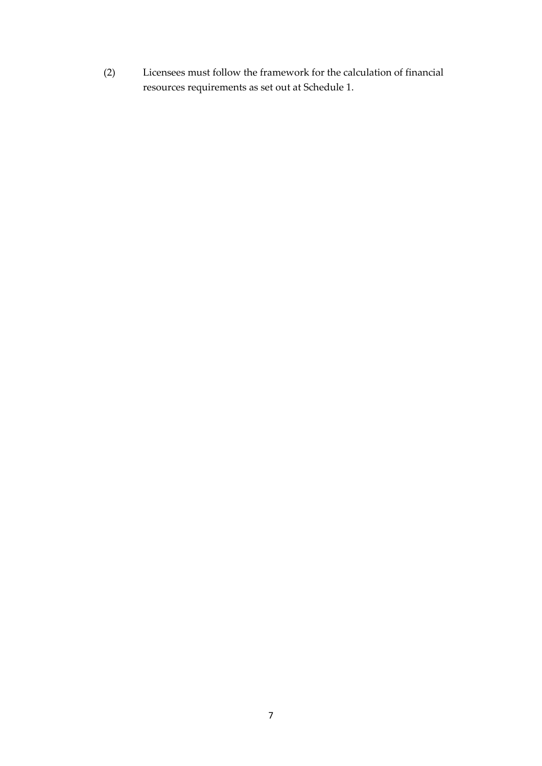(2) Licensees must follow the framework for the calculation of financial resources requirements as set out at Schedule 1.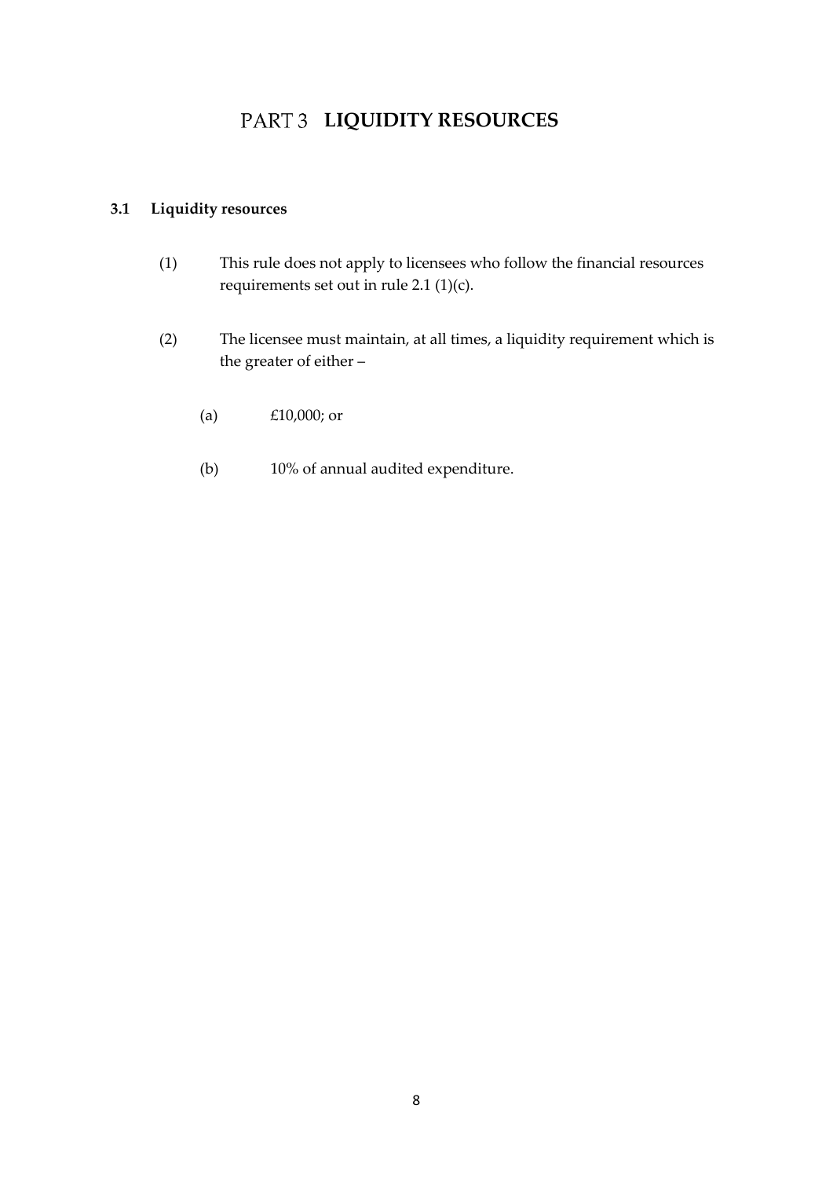# PART 3 LIQUIDITY RESOURCES

## 3.1 Liquidity resources

(1) This rule does not apply to licensees who follow the financial resources requirements set out in rule 2.1 (1)(c).

(2) The licensee must maintain, at all times, a liquidity requirement which is the greater of either –

(a) £10,000; or

(b) 10% of annual audited expenditure.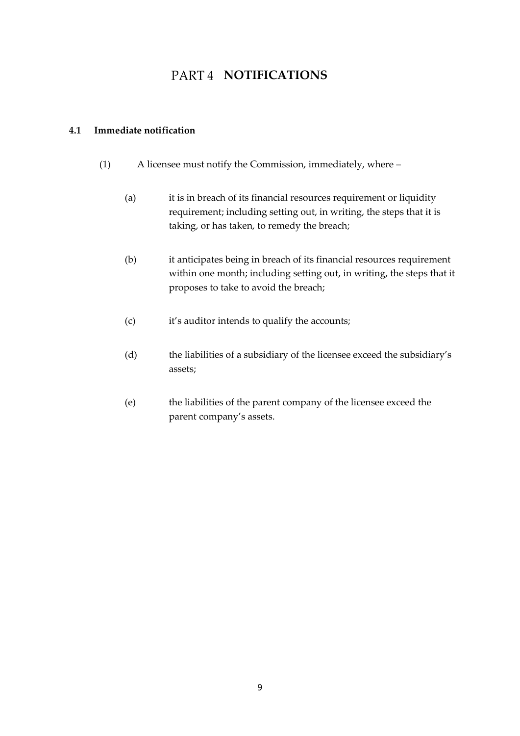# PART 4 NOTIFICATIONS

### 4.1 Immediate notification

(1) A licensee must notify the Commission, immediately, where –

(a) it is in breach of its financial resources requirement or liquidity requirement; including setting out, in writing, the steps that it is taking, or has taken, to remedy the breach;

(b) it anticipates being in breach of its financial resources requirement within one month; including setting out, in writing, the steps that it proposes to take to avoid the breach;

(c) it's auditor intends to qualify the accounts;

(d) the liabilities of a subsidiary of the licensee exceed the subsidiary's assets;

(e) the liabilities of the parent company of the licensee exceed the parent company's assets.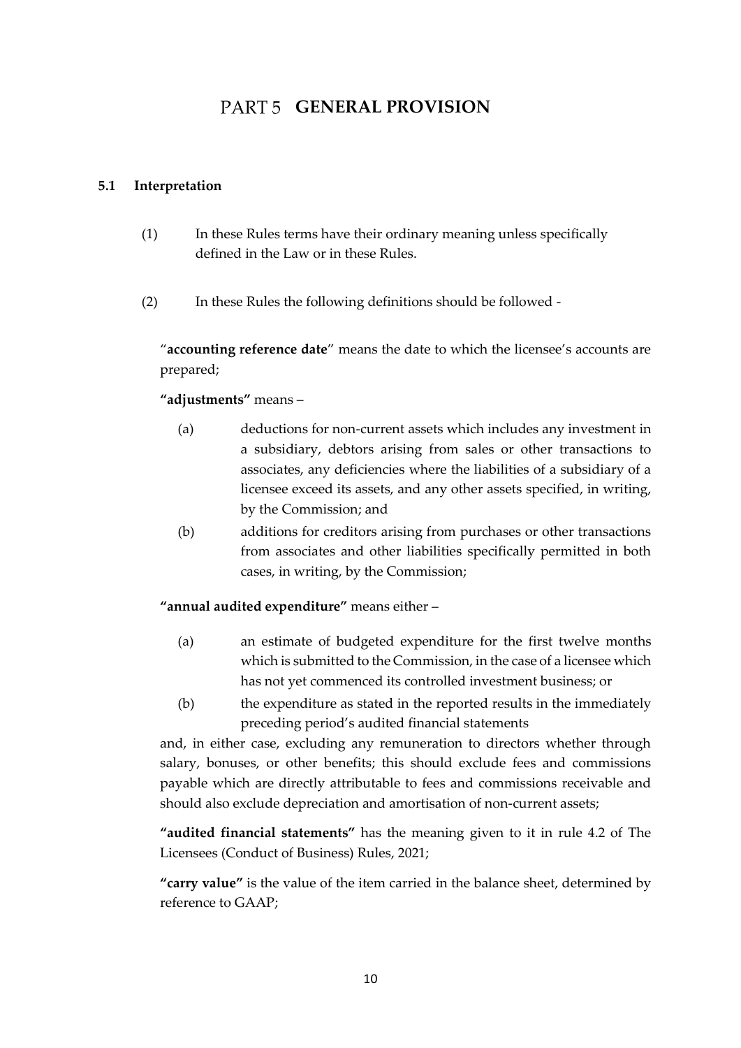# PART 5 GENERAL PROVISION

## 5.1 Interpretation

(1) In these Rules terms have their ordinary meaning unless specifically defined in the Law or in these Rules.

(2) In these Rules the following definitions should be followed -

"**accounting reference date**" means the date to which the licensee's accounts are prepared;

**"adjustments"** means –

(a) deductions for non-current assets which includes any investment in a subsidiary, debtors arising from sales or other transactions to associates, any deficiencies where the liabilities of a subsidiary of a licensee exceed its assets, and any other assets specified, in writing, by the Commission; and

(b) additions for creditors arising from purchases or other transactions from associates and other liabilities specifically permitted in both cases, in writing, by the Commission;

**"annual audited expenditure"** means either –

(a) an estimate of budgeted expenditure for the first twelve months which is submitted to the Commission, in the case of a licensee which has not yet commenced its controlled investment business; or

(b) the expenditure as stated in the reported results in the immediately preceding period's audited financial statements

and, in either case, excluding any remuneration to directors whether through salary, bonuses, or other benefits; this should exclude fees and commissions payable which are directly attributable to fees and commissions receivable and should also exclude depreciation and amortisation of non-current assets;

**"audited financial statements"** has the meaning given to it in rule 4.2 of The Licensees (Conduct of Business) Rules, 2021;

**"carry value"** is the value of the item carried in the balance sheet, determined by reference to GAAP;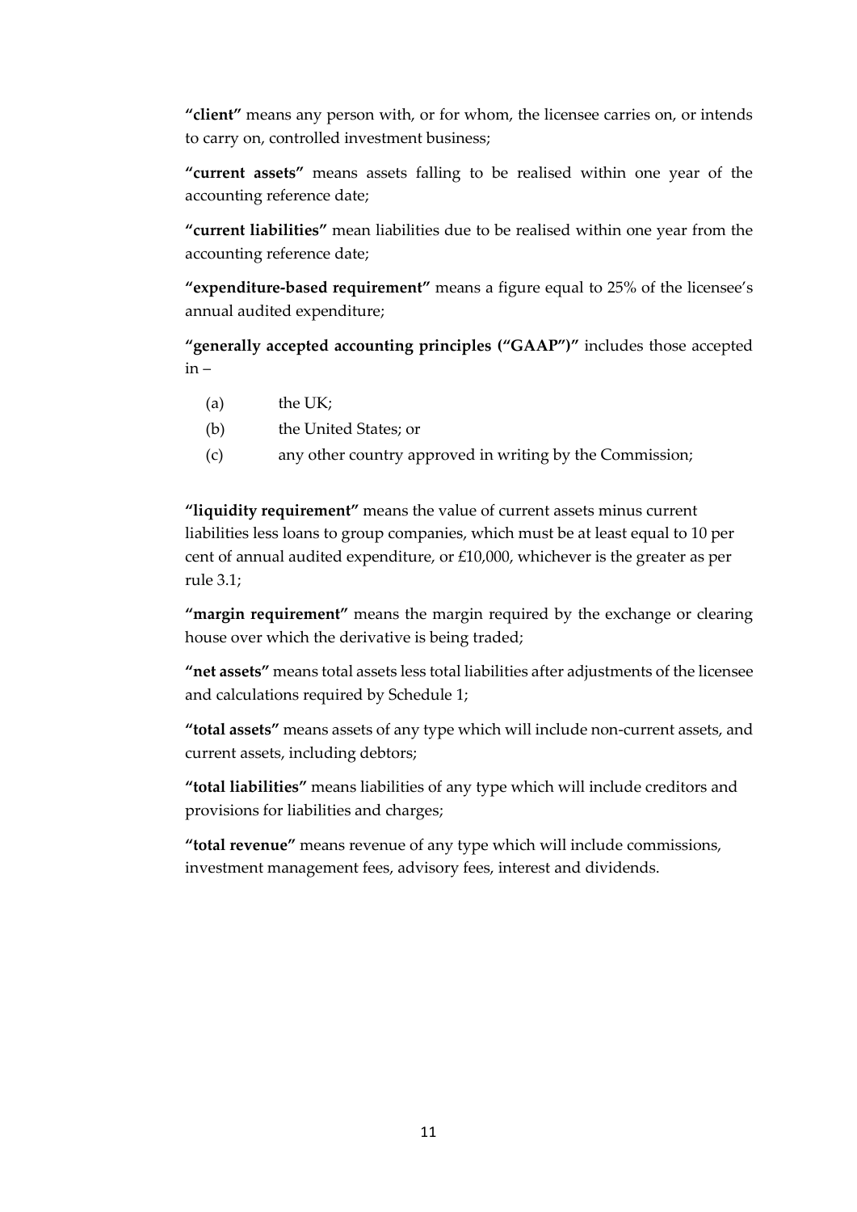**"client"** means any person with, or for whom, the licensee carries on, or intends to carry on, controlled investment business;

**"current assets"** means assets falling to be realised within one year of the accounting reference date;

**"current liabilities"** mean liabilities due to be realised within one year from the accounting reference date;

**"expenditure-based requirement"** means a figure equal to 25% of the licensee's annual audited expenditure;

**"generally accepted accounting principles ("GAAP")"** includes those accepted in –

(a) the UK;

(b) the United States; or

(c) any other country approved in writing by the Commission;

**"liquidity requirement"** means the value of current assets minus current liabilities less loans to group companies, which must be at least equal to 10 per cent of annual audited expenditure, or £10,000, whichever is the greater as per rule 3.1;

**"margin requirement"** means the margin required by the exchange or clearing house over which the derivative is being traded;

**"net assets"** means total assets less total liabilities after adjustments of the licensee and calculations required by Schedule 1;

**"total assets"** means assets of any type which will include non-current assets, and current assets, including debtors;

**"total liabilities"** means liabilities of any type which will include creditors and provisions for liabilities and charges;

**"total revenue"** means revenue of any type which will include commissions, investment management fees, advisory fees, interest and dividends.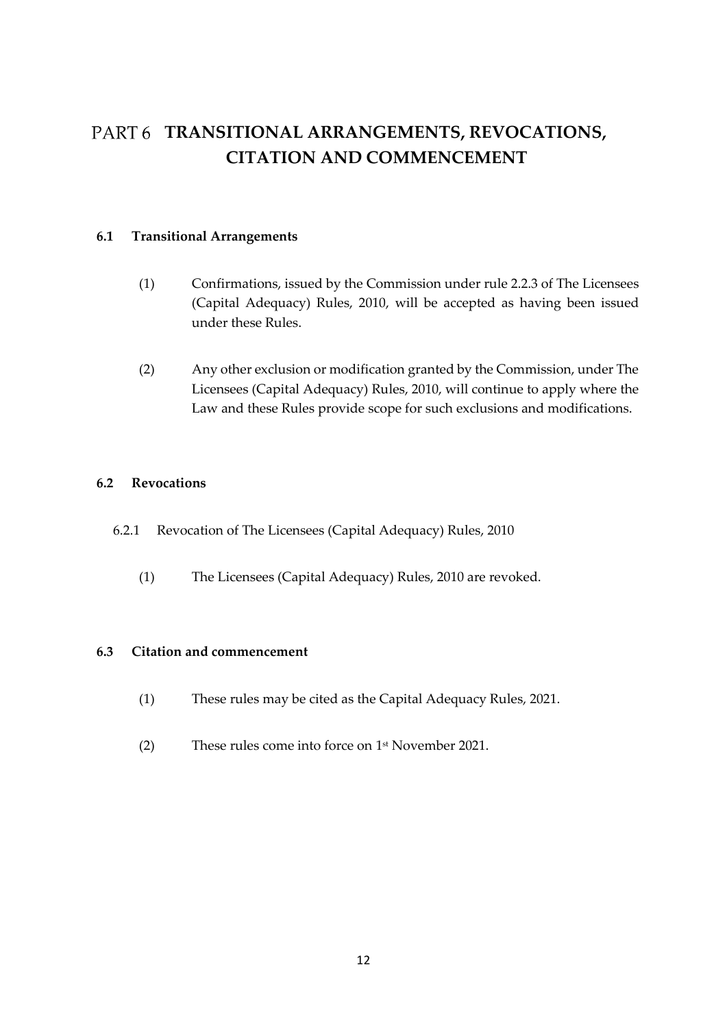# PART 6 TRANSITIONAL ARRANGEMENTS, REVOCATIONS, CITATION AND COMMENCEMENT

## 6.1 Transitional Arrangements

(1) Confirmations, issued by the Commission under rule 2.2.3 of The Licensees (Capital Adequacy) Rules, 2010, will be accepted as having been issued under these Rules.

(2) Any other exclusion or modification granted by the Commission, under The Licensees (Capital Adequacy) Rules, 2010, will continue to apply where the Law and these Rules provide scope for such exclusions and modifications.

## 6.2 Revocations

### 6.2.1 Revocation of The Licensees (Capital Adequacy) Rules, 2010

(1) The Licensees (Capital Adequacy) Rules, 2010 are revoked.

## 6.3 Citation and commencement

(1) These rules may be cited as the Capital Adequacy Rules, 2021.

(2) These rules come into force on 1st November 2021.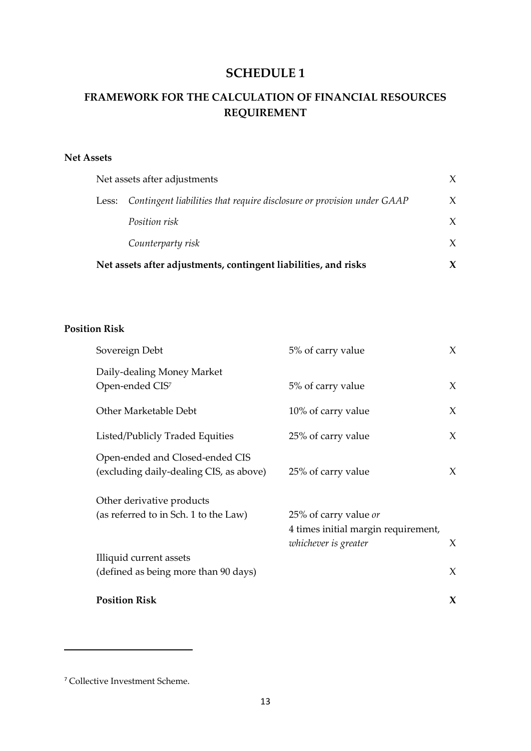# SCHEDULE 1

## FRAMEWORK FOR THE CALCULATION OF FINANCIAL RESOURCES REQUIREMENT

**Net Assets**

| | | |
|---|---|---|
| Net assets after adjustments | | X |
| Less: | *Contingent liabilities that require disclosure or provision under GAAP* | X |
| | *Position risk* | X |
| | *Counterparty risk* | X |
| **Net assets after adjustments, contingent liabilities, and risks** | | **X** |

**Position Risk**

| | | |
|---|---|---|
| Sovereign Debt | 5% of carry value | X |
| Daily-dealing Money Market Open-ended CIS[7] | 5% of carry value | X |
| Other Marketable Debt | 10% of carry value | X |
| Listed/Publicly Traded Equities | 25% of carry value | X |
| Open-ended and Closed-ended CIS (excluding daily-dealing CIS, as above) | 25% of carry value | X |
| Other derivative products (as referred to in Sch. 1 to the Law) | 25% of carry value *or* 4 times initial margin requirement, *whichever is greater* | X |
| Illiquid current assets (defined as being more than 90 days) | | X |
| **Position Risk** | | **X** |

[7] Collective Investment Scheme.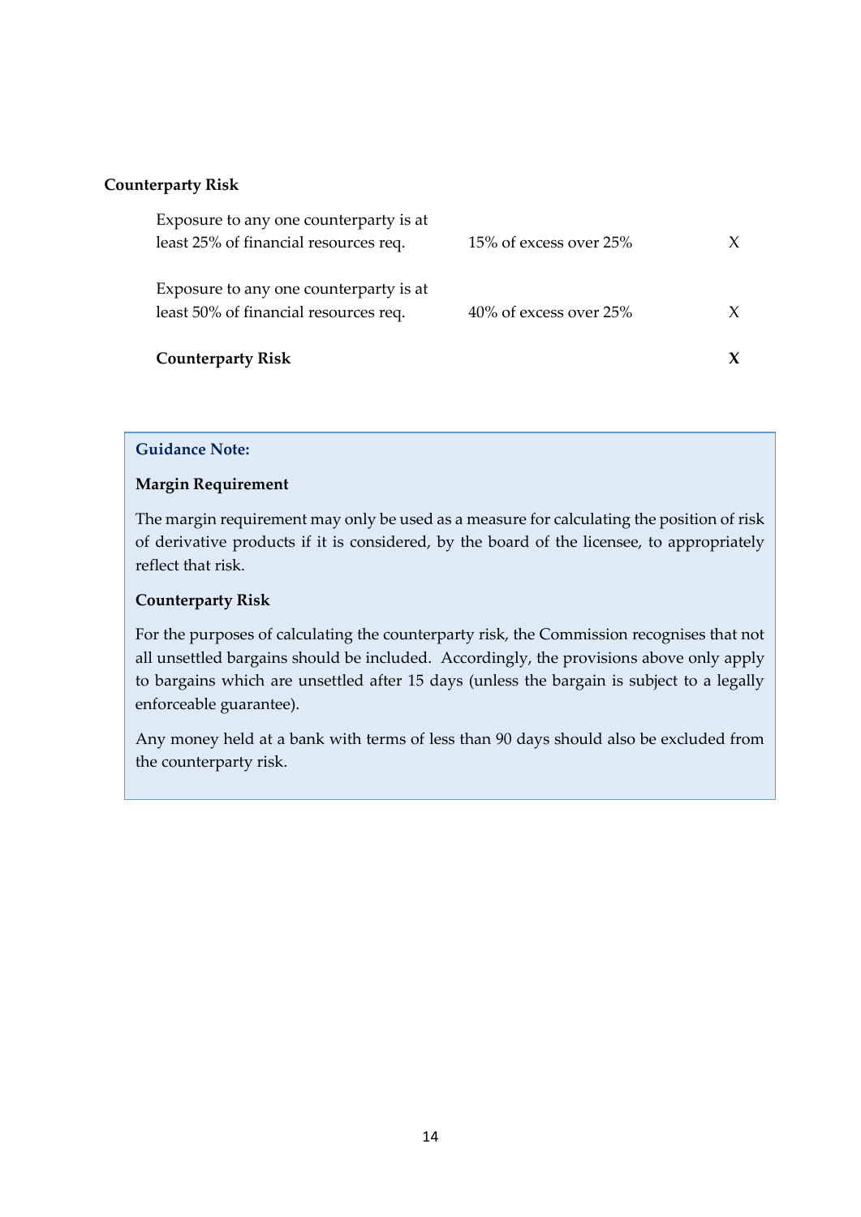**Counterparty Risk**

| | | |
|---|---|---|
| Exposure to any one counterparty is at least 25% of financial resources req. | 15% of excess over 25% | X |
| Exposure to any one counterparty is at least 50% of financial resources req. | 40% of excess over 25% | X |
| **Counterparty Risk** | | **X** |

**Guidance Note:**

**Margin Requirement**

The margin requirement may only be used as a measure for calculating the position of risk of derivative products if it is considered, by the board of the licensee, to appropriately reflect that risk.

**Counterparty Risk**

For the purposes of calculating the counterparty risk, the Commission recognises that not all unsettled bargains should be included. Accordingly, the provisions above only apply to bargains which are unsettled after 15 days (unless the bargain is subject to a legally enforceable guarantee).

Any money held at a bank with terms of less than 90 days should also be excluded from the counterparty risk.